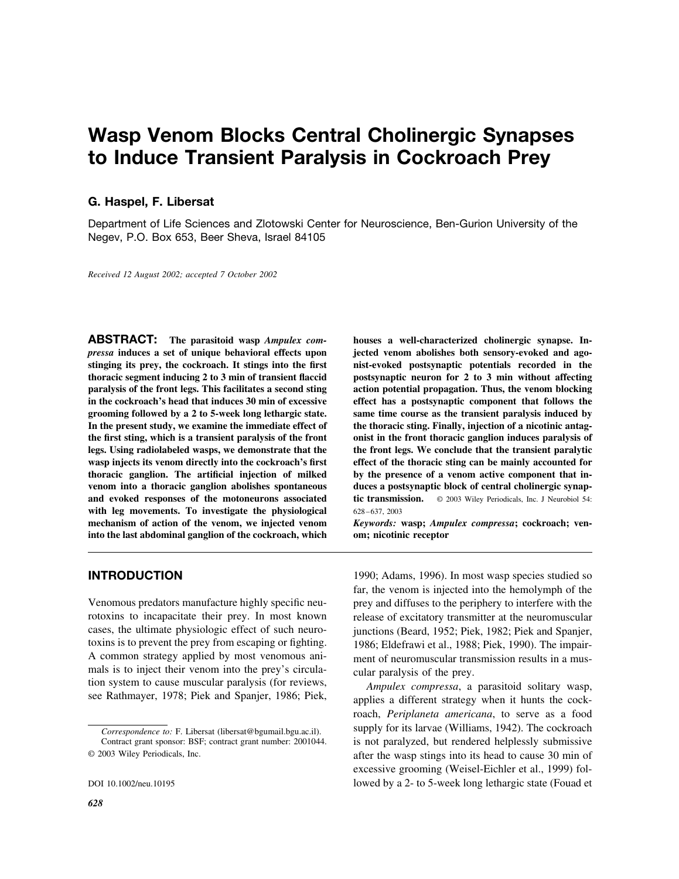# Wasp Venom Blocks Central Cholinergic Synapses to Induce Transient Paralysis in Cockroach Prey

**G. Haspel, F. Libersat**

Department of Life Sciences and Zlotowski Center for Neuroscience, Ben-Gurion University of the Negev, P.O. Box 653, Beer Sheva, Israel 84105

*Received 12 August 2002; accepted 7 October 2002*

**ABSTRACT: The parasitoid wasp *Ampulex compressa* induces a set of unique behavioral effects upon stinging its prey, the cockroach. It stings into the first thoracic segment inducing 2 to 3 min of transient flaccid paralysis of the front legs. This facilitates a second sting in the cockroach's head that induces 30 min of excessive grooming followed by a 2 to 5-week long lethargic state. In the present study, we examine the immediate effect of the first sting, which is a transient paralysis of the front legs. Using radiolabeled wasps, we demonstrate that the wasp injects its venom directly into the cockroach's first thoracic ganglion. The artificial injection of milked venom into a thoracic ganglion abolishes spontaneous and evoked responses of the motoneurons associated with leg movements. To investigate the physiological mechanism of action of the venom, we injected venom into the last abdominal ganglion of the cockroach, which houses a well-characterized cholinergic synapse. Injected venom abolishes both sensory-evoked and agonist-evoked postsynaptic potentials recorded in the postsynaptic neuron for 2 to 3 min without affecting action potential propagation. Thus, the venom blocking effect has a postsynaptic component that follows the same time course as the transient paralysis induced by the thoracic sting. Finally, injection of a nicotinic antagonist in the front thoracic ganglion induces paralysis of the front legs. We conclude that the transient paralytic effect of the thoracic sting can be mainly accounted for by the presence of a venom active component that induces a postsynaptic block of central cholinergic synaptic transmission.** © 2003 Wiley Periodicals, Inc. J Neurobiol 54: 628–637, 2003

***Keywords:* wasp; *Ampulex compressa*; cockroach; venom; nicotinic receptor**

## INTRODUCTION

Venomous predators manufacture highly specific neurotoxins to incapacitate their prey. In most known cases, the ultimate physiologic effect of such neurotoxins is to prevent the prey from escaping or fighting. A common strategy applied by most venomous animals is to inject their venom into the prey's circulation system to cause muscular paralysis (for reviews, see Rathmayer, 1978; Piek and Spanjer, 1986; Piek, 1990; Adams, 1996). In most wasp species studied so far, the venom is injected into the hemolymph of the prey and diffuses to the periphery to interfere with the release of excitatory transmitter at the neuromuscular junctions (Beard, 1952; Piek, 1982; Piek and Spanjer, 1986; Eldefrawi et al., 1988; Piek, 1990). The impairment of neuromuscular transmission results in a muscular paralysis of the prey.

*Ampulex compressa*, a parasitoid solitary wasp, applies a different strategy when it hunts the cockroach, *Periplaneta americana*, to serve as a food supply for its larvae (Williams, 1942). The cockroach is not paralyzed, but rendered helplessly submissive after the wasp stings into its head to cause 30 min of excessive grooming (Weisel-Eichler et al., 1999) followed by a 2- to 5-week long lethargic state (Fouad et

*Correspondence to:* F. Libersat (libersat@bgumail.bgu.ac.il).
Contract grant sponsor: BSF; contract grant number: 2001044.
© 2003 Wiley Periodicals, Inc.

DOI 10.1002/neu.10195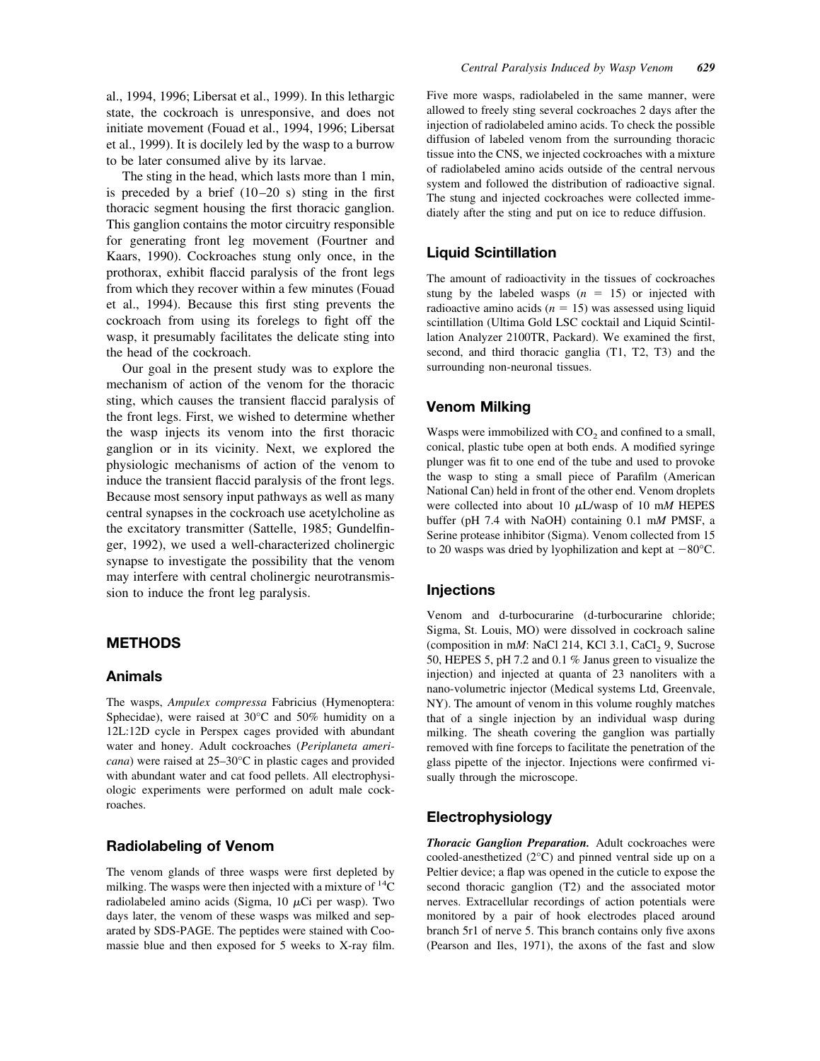al., 1994, 1996; Libersat et al., 1999). In this lethargic state, the cockroach is unresponsive, and does not initiate movement (Fouad et al., 1994, 1996; Libersat et al., 1999). It is docilely led by the wasp to a burrow to be later consumed alive by its larvae.

The sting in the head, which lasts more than 1 min, is preceded by a brief (10–20 s) sting in the first thoracic segment housing the first thoracic ganglion. This ganglion contains the motor circuitry responsible for generating front leg movement (Fourtner and Kaars, 1990). Cockroaches stung only once, in the prothorax, exhibit flaccid paralysis of the front legs from which they recover within a few minutes (Fouad et al., 1994). Because this first sting prevents the cockroach from using its forelegs to fight off the wasp, it presumably facilitates the delicate sting into the head of the cockroach.

Our goal in the present study was to explore the mechanism of action of the venom for the thoracic sting, which causes the transient flaccid paralysis of the front legs. First, we wished to determine whether the wasp injects its venom into the first thoracic ganglion or in its vicinity. Next, we explored the physiologic mechanisms of action of the venom to induce the transient flaccid paralysis of the front legs. Because most sensory input pathways as well as many central synapses in the cockroach use acetylcholine as the excitatory transmitter (Sattelle, 1985; Gundelfinger, 1992), we used a well-characterized cholinergic synapse to investigate the possibility that the venom may interfere with central cholinergic neurotransmission to induce the front leg paralysis.

## METHODS

### Animals

The wasps, *Ampulex compressa* Fabricius (Hymenoptera: Sphecidae), were raised at 30°C and 50% humidity on a 12L:12D cycle in Perspex cages provided with abundant water and honey. Adult cockroaches (*Periplaneta americana*) were raised at 25–30°C in plastic cages and provided with abundant water and cat food pellets. All electrophysiologic experiments were performed on adult male cockroaches.

### Radiolabeling of Venom

The venom glands of three wasps were first depleted by milking. The wasps were then injected with a mixture of $^{14}C$ radiolabeled amino acids (Sigma, 10 $\mu$Ci per wasp). Two days later, the venom of these wasps was milked and separated by SDS-PAGE. The peptides were stained with Coomassie blue and then exposed for 5 weeks to X-ray film. Five more wasps, radiolabeled in the same manner, were allowed to freely sting several cockroaches 2 days after the injection of radiolabeled amino acids. To check the possible diffusion of labeled venom from the surrounding thoracic tissue into the CNS, we injected cockroaches with a mixture of radiolabeled amino acids outside of the central nervous system and followed the distribution of radioactive signal. The stung and injected cockroaches were collected immediately after the sting and put on ice to reduce diffusion.

### Liquid Scintillation

The amount of radioactivity in the tissues of cockroaches stung by the labeled wasps ($n = 15$) or injected with radioactive amino acids ($n = 15$) was assessed using liquid scintillation (Ultima Gold LSC cocktail and Liquid Scintillation Analyzer 2100TR, Packard). We examined the first, second, and third thoracic ganglia (T1, T2, T3) and the surrounding non-neuronal tissues.

### Venom Milking

Wasps were immobilized with $CO_2$ and confined to a small, conical, plastic tube open at both ends. A modified syringe plunger was fit to one end of the tube and used to provoke the wasp to sting a small piece of Parafilm (American National Can) held in front of the other end. Venom droplets were collected into about 10 $\mu$L/wasp of 10 m*M* HEPES buffer (pH 7.4 with NaOH) containing 0.1 m*M* PMSF, a Serine protease inhibitor (Sigma). Venom collected from 15 to 20 wasps was dried by lyophilization and kept at −80°C.

### Injections

Venom and d-turbocurarine (d-turbocurarine chloride; Sigma, St. Louis, MO) were dissolved in cockroach saline (composition in m*M*: NaCl 214, KCl 3.1, $CaCl_2$ 9, Sucrose 50, HEPES 5, pH 7.2 and 0.1 % Janus green to visualize the injection) and injected at quanta of 23 nanoliters with a nano-volumetric injector (Medical systems Ltd, Greenvale, NY). The amount of venom in this volume roughly matches that of a single injection by an individual wasp during milking. The sheath covering the ganglion was partially removed with fine forceps to facilitate the penetration of the glass pipette of the injector. Injections were confirmed visually through the microscope.

### Electrophysiology

***Thoracic Ganglion Preparation.*** Adult cockroaches were cooled-anesthetized (2°C) and pinned ventral side up on a Peltier device; a flap was opened in the cuticle to expose the second thoracic ganglion (T2) and the associated motor nerves. Extracellular recordings of action potentials were monitored by a pair of hook electrodes placed around branch 5r1 of nerve 5. This branch contains only five axons (Pearson and Iles, 1971), the axons of the fast and slow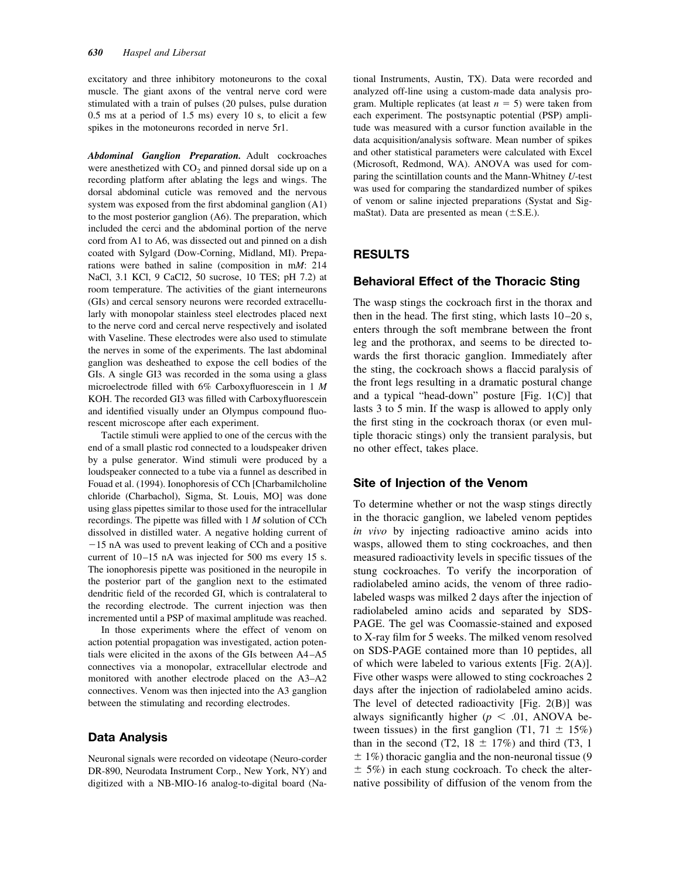excitatory and three inhibitory motoneurons to the coxal muscle. The giant axons of the ventral nerve cord were stimulated with a train of pulses (20 pulses, pulse duration 0.5 ms at a period of 1.5 ms) every 10 s, to elicit a few spikes in the motoneurons recorded in nerve 5r1.

***Abdominal Ganglion Preparation.*** Adult cockroaches were anesthetized with $CO_2$ and pinned dorsal side up on a recording platform after ablating the legs and wings. The dorsal abdominal cuticle was removed and the nervous system was exposed from the first abdominal ganglion (A1) to the most posterior ganglion (A6). The preparation, which included the cerci and the abdominal portion of the nerve cord from A1 to A6, was dissected out and pinned on a dish coated with Sylgard (Dow-Corning, Midland, MI). Preparations were bathed in saline (composition in m*M*: 214 NaCl, 3.1 KCl, 9 CaCl2, 50 sucrose, 10 TES; pH 7.2) at room temperature. The activities of the giant interneurons (GIs) and cercal sensory neurons were recorded extracellularly with monopolar stainless steel electrodes placed next to the nerve cord and cercal nerve respectively and isolated with Vaseline. These electrodes were also used to stimulate the nerves in some of the experiments. The last abdominal ganglion was desheathed to expose the cell bodies of the GIs. A single GI3 was recorded in the soma using a glass microelectrode filled with 6% Carboxyfluorescein in 1 *M* KOH. The recorded GI3 was filled with Carboxyfluorescein and identified visually under an Olympus compound fluorescent microscope after each experiment.

Tactile stimuli were applied to one of the cercus with the end of a small plastic rod connected to a loudspeaker driven by a pulse generator. Wind stimuli were produced by a loudspeaker connected to a tube via a funnel as described in Fouad et al. (1994). Ionophoresis of CCh [Charbamilcholine chloride (Charbachol), Sigma, St. Louis, MO] was done using glass pipettes similar to those used for the intracellular recordings. The pipette was filled with 1 *M* solution of CCh dissolved in distilled water. A negative holding current of −15 nA was used to prevent leaking of CCh and a positive current of 10–15 nA was injected for 500 ms every 15 s. The ionophoresis pipette was positioned in the neuropile in the posterior part of the ganglion next to the estimated dendritic field of the recorded GI, which is contralateral to the recording electrode. The current injection was then incremented until a PSP of maximal amplitude was reached.

In those experiments where the effect of venom on action potential propagation was investigated, action potentials were elicited in the axons of the GIs between A4–A5 connectives via a monopolar, extracellular electrode and monitored with another electrode placed on the A3–A2 connectives. Venom was then injected into the A3 ganglion between the stimulating and recording electrodes.

## Data Analysis

Neuronal signals were recorded on videotape (Neuro-corder DR-890, Neurodata Instrument Corp., New York, NY) and digitized with a NB-MIO-16 analog-to-digital board (National Instruments, Austin, TX). Data were recorded and analyzed off-line using a custom-made data analysis program. Multiple replicates (at least $n = 5$) were taken from each experiment. The postsynaptic potential (PSP) amplitude was measured with a cursor function available in the data acquisition/analysis software. Mean number of spikes and other statistical parameters were calculated with Excel (Microsoft, Redmond, WA). ANOVA was used for comparing the scintillation counts and the Mann-Whitney *U*-test was used for comparing the standardized number of spikes of venom or saline injected preparations (Systat and SigmaStat). Data are presented as mean (±S.E.).

# RESULTS

## Behavioral Effect of the Thoracic Sting

The wasp stings the cockroach first in the thorax and then in the head. The first sting, which lasts 10–20 s, enters through the soft membrane between the front leg and the prothorax, and seems to be directed towards the first thoracic ganglion. Immediately after the sting, the cockroach shows a flaccid paralysis of the front legs resulting in a dramatic postural change and a typical "head-down" posture [Fig. 1(C)] that lasts 3 to 5 min. If the wasp is allowed to apply only the first sting in the cockroach thorax (or even multiple thoracic stings) only the transient paralysis, but no other effect, takes place.

## Site of Injection of the Venom

To determine whether or not the wasp stings directly in the thoracic ganglion, we labeled venom peptides *in vivo* by injecting radioactive amino acids into wasps, allowed them to sting cockroaches, and then measured radioactivity levels in specific tissues of the stung cockroaches. To verify the incorporation of radiolabeled amino acids, the venom of three radiolabeled wasps was milked 2 days after the injection of radiolabeled amino acids and separated by SDS-PAGE. The gel was Coomassie-stained and exposed to X-ray film for 5 weeks. The milked venom resolved on SDS-PAGE contained more than 10 peptides, all of which were labeled to various extents [Fig. 2(A)]. Five other wasps were allowed to sting cockroaches 2 days after the injection of radiolabeled amino acids. The level of detected radioactivity [Fig. 2(B)] was always significantly higher ($p < .01$, ANOVA between tissues) in the first ganglion (T1, 71 ± 15%) than in the second (T2, 18 ± 17%) and third (T3, 1 ± 1%) thoracic ganglia and the non-neuronal tissue (9 ± 5%) in each stung cockroach. To check the alternative possibility of diffusion of the venom from the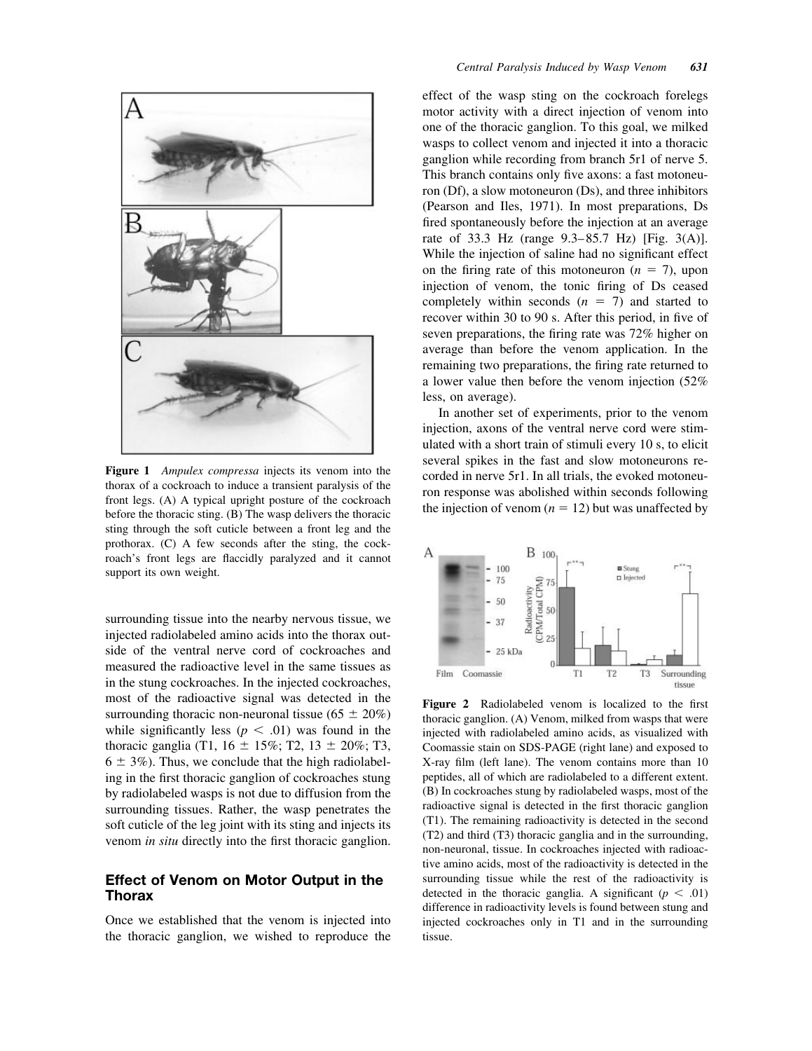Figure 1 *Ampulex compressa* injects its venom into the thorax of a cockroach to induce a transient paralysis of the front legs. (A) A typical upright posture of the cockroach before the thoracic sting. (B) The wasp delivers the thoracic sting through the soft cuticle between a front leg and the prothorax. (C) A few seconds after the sting, the cockroach's front legs are flaccidly paralyzed and it cannot support its own weight.

surrounding tissue into the nearby nervous tissue, we injected radiolabeled amino acids into the thorax outside of the ventral nerve cord of cockroaches and measured the radioactive level in the same tissues as in the stung cockroaches. In the injected cockroaches, most of the radioactive signal was detected in the surrounding thoracic non-neuronal tissue ($65 \pm 20\%$) while significantly less ($p < .01$) was found in the thoracic ganglia (T1, $16 \pm 15\%$; T2, $13 \pm 20\%$; T3, $6 \pm 3\%$). Thus, we conclude that the high radiolabeling in the first thoracic ganglion of cockroaches stung by radiolabeled wasps is not due to diffusion from the surrounding tissues. Rather, the wasp penetrates the soft cuticle of the leg joint with its sting and injects its venom *in situ* directly into the first thoracic ganglion.

## Effect of Venom on Motor Output in the Thorax

Once we established that the venom is injected into the thoracic ganglion, we wished to reproduce the effect of the wasp sting on the cockroach forelegs motor activity with a direct injection of venom into one of the thoracic ganglion. To this goal, we milked wasps to collect venom and injected it into a thoracic ganglion while recording from branch 5r1 of nerve 5. This branch contains only five axons: a fast motoneuron (Df), a slow motoneuron (Ds), and three inhibitors (Pearson and Iles, 1971). In most preparations, Ds fired spontaneously before the injection at an average rate of 33.3 Hz (range 9.3–85.7 Hz) [Fig. 3(A)]. While the injection of saline had no significant effect on the firing rate of this motoneuron ($n = 7$), upon injection of venom, the tonic firing of Ds ceased completely within seconds ($n = 7$) and started to recover within 30 to 90 s. After this period, in five of seven preparations, the firing rate was 72% higher on average than before the venom application. In the remaining two preparations, the firing rate returned to a lower value then before the venom injection (52% less, on average).

In another set of experiments, prior to the venom injection, axons of the ventral nerve cord were stimulated with a short train of stimuli every 10 s, to elicit several spikes in the fast and slow motoneurons recorded in nerve 5r1. In all trials, the evoked motoneuron response was abolished within seconds following the injection of venom ($n = 12$) but was unaffected by

Figure 2 Radiolabeled venom is localized to the first thoracic ganglion. (A) Venom, milked from wasps that were injected with radiolabeled amino acids, as visualized with Coomassie stain on SDS-PAGE (right lane) and exposed to X-ray film (left lane). The venom contains more than 10 peptides, all of which are radiolabeled to a different extent. (B) In cockroaches stung by radiolabeled wasps, most of the radioactive signal is detected in the first thoracic ganglion (T1). The remaining radioactivity is detected in the second (T2) and third (T3) thoracic ganglia and in the surrounding, non-neuronal, tissue. In cockroaches injected with radioactive amino acids, most of the radioactivity is detected in the surrounding tissue while the rest of the radioactivity is detected in the thoracic ganglia. A significant ($p < .01$) difference in radioactivity levels is found between stung and injected cockroaches only in T1 and in the surrounding tissue.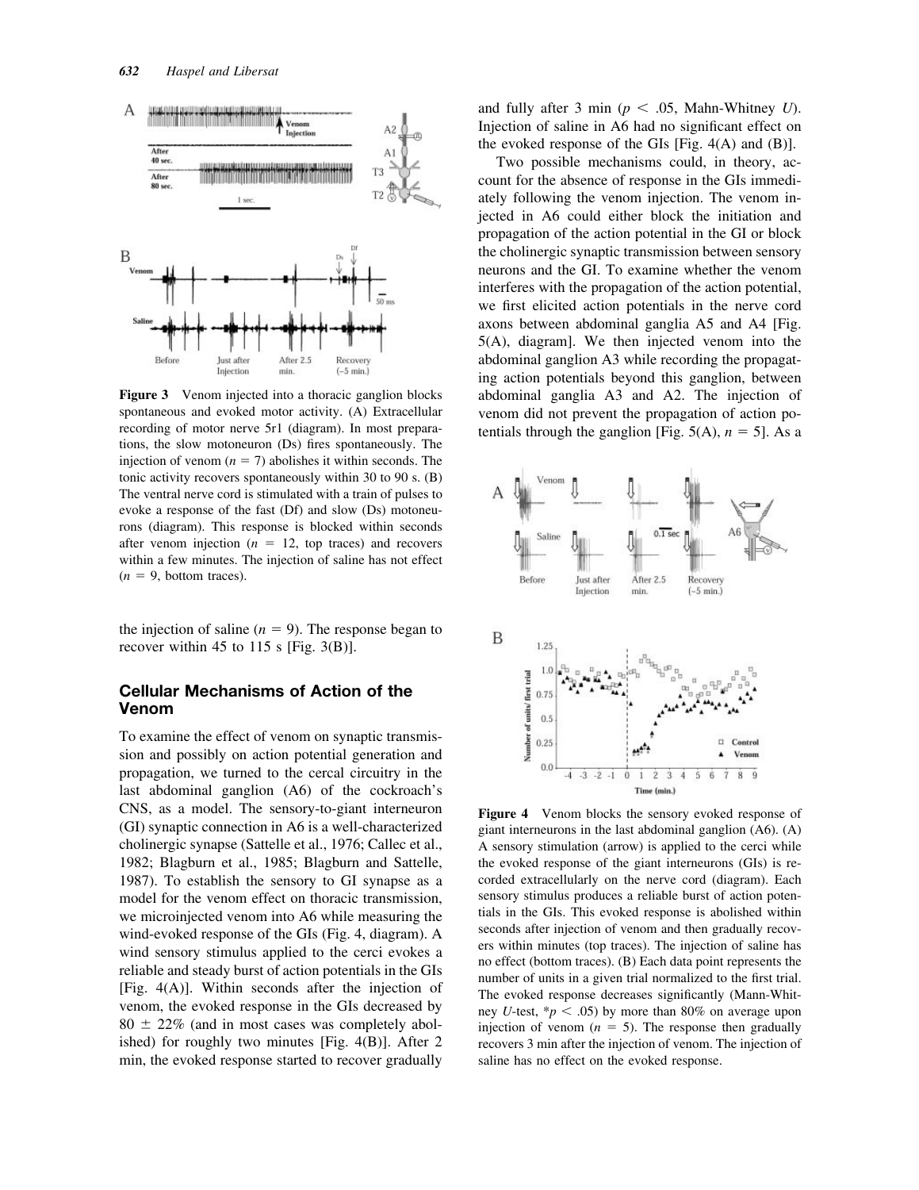**Figure 3** Venom injected into a thoracic ganglion blocks spontaneous and evoked motor activity. (A) Extracellular recording of motor nerve 5r1 (diagram). In most preparations, the slow motoneuron (Ds) fires spontaneously. The injection of venom ($n = 7$) abolishes it within seconds. The tonic activity recovers spontaneously within 30 to 90 s. (B) The ventral nerve cord is stimulated with a train of pulses to evoke a response of the fast (Df) and slow (Ds) motoneurons (diagram). This response is blocked within seconds after venom injection ($n = 12$, top traces) and recovers within a few minutes. The injection of saline has not effect ($n = 9$, bottom traces).

the injection of saline ($n = 9$). The response began to recover within 45 to 115 s [Fig. 3(B)].

## Cellular Mechanisms of Action of the Venom

To examine the effect of venom on synaptic transmission and possibly on action potential generation and propagation, we turned to the cercal circuitry in the last abdominal ganglion (A6) of the cockroach's CNS, as a model. The sensory-to-giant interneuron (GI) synaptic connection in A6 is a well-characterized cholinergic synapse (Sattelle et al., 1976; Callec et al., 1982; Blagburn et al., 1985; Blagburn and Sattelle, 1987). To establish the sensory to GI synapse as a model for the venom effect on thoracic transmission, we microinjected venom into A6 while measuring the wind-evoked response of the GIs (Fig. 4, diagram). A wind sensory stimulus applied to the cerci evokes a reliable and steady burst of action potentials in the GIs [Fig. 4(A)]. Within seconds after the injection of venom, the evoked response in the GIs decreased by $80 \pm 22\%$ (and in most cases was completely abolished) for roughly two minutes [Fig. 4(B)]. After 2 min, the evoked response started to recover gradually and fully after 3 min ($p < .05$, Mahn-Whitney $U$). Injection of saline in A6 had no significant effect on the evoked response of the GIs [Fig. 4(A) and (B)].

Two possible mechanisms could, in theory, account for the absence of response in the GIs immediately following the venom injection. The venom injected in A6 could either block the initiation and propagation of the action potential in the GI or block the cholinergic synaptic transmission between sensory neurons and the GI. To examine whether the venom interferes with the propagation of the action potential, we first elicited action potentials in the nerve cord axons between abdominal ganglia A5 and A4 [Fig. 5(A), diagram]. We then injected venom into the abdominal ganglion A3 while recording the propagating action potentials beyond this ganglion, between abdominal ganglia A3 and A2. The injection of venom did not prevent the propagation of action potentials through the ganglion [Fig. 5(A), $n = 5$]. As a

**Figure 4** Venom blocks the sensory evoked response of giant interneurons in the last abdominal ganglion (A6). (A) A sensory stimulation (arrow) is applied to the cerci while the evoked response of the giant interneurons (GIs) is recorded extracellularly on the nerve cord (diagram). Each sensory stimulus produces a reliable burst of action potentials in the GIs. This evoked response is abolished within seconds after injection of venom and then gradually recovers within minutes (top traces). The injection of saline has no effect (bottom traces). (B) Each data point represents the number of units in a given trial normalized to the first trial. The evoked response decreases significantly (Mann-Whitney $U$-test, *$p < .05$) by more than 80% on average upon injection of venom ($n = 5$). The response then gradually recovers 3 min after the injection of venom. The injection of saline has no effect on the evoked response.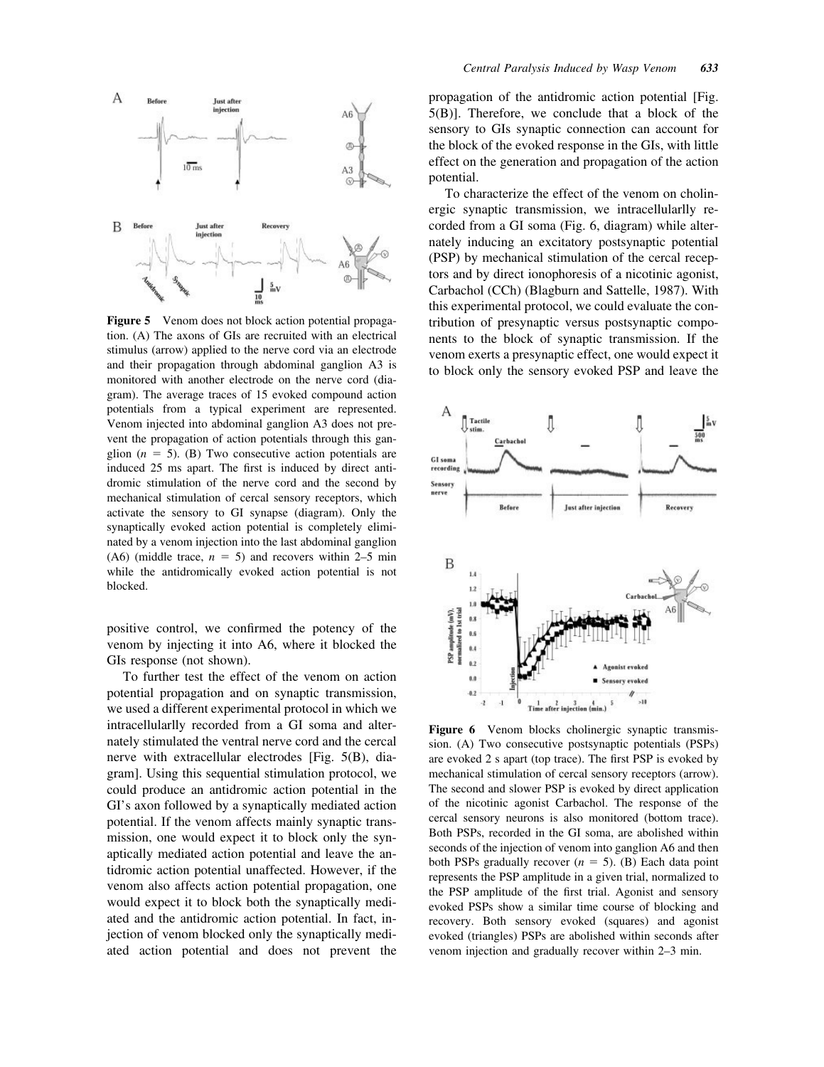**Figure 5** Venom does not block action potential propagation. (A) The axons of GIs are recruited with an electrical stimulus (arrow) applied to the nerve cord via an electrode and their propagation through abdominal ganglion A3 is monitored with another electrode on the nerve cord (diagram). The average traces of 15 evoked compound action potentials from a typical experiment are represented. Venom injected into abdominal ganglion A3 does not prevent the propagation of action potentials through this ganglion ($n = 5$). (B) Two consecutive action potentials are induced 25 ms apart. The first is induced by direct antidromic stimulation of the nerve cord and the second by mechanical stimulation of cercal sensory receptors, which activate the sensory to GI synapse (diagram). Only the synaptically evoked action potential is completely eliminated by a venom injection into the last abdominal ganglion (A6) (middle trace, $n = 5$) and recovers within 2–5 min while the antidromically evoked action potential is not blocked.

positive control, we confirmed the potency of the venom by injecting it into A6, where it blocked the GIs response (not shown).

To further test the effect of the venom on action potential propagation and on synaptic transmission, we used a different experimental protocol in which we intracellularlly recorded from a GI soma and alternately stimulated the ventral nerve cord and the cercal nerve with extracellular electrodes [Fig. 5(B), diagram]. Using this sequential stimulation protocol, we could produce an antidromic action potential in the GI's axon followed by a synaptically mediated action potential. If the venom affects mainly synaptic transmission, one would expect it to block only the synaptically mediated action potential and leave the antidromic action potential unaffected. However, if the venom also affects action potential propagation, one would expect it to block both the synaptically mediated and the antidromic action potential. In fact, injection of venom blocked only the synaptically mediated action potential and does not prevent the propagation of the antidromic action potential [Fig. 5(B)]. Therefore, we conclude that a block of the sensory to GIs synaptic connection can account for the block of the evoked response in the GIs, with little effect on the generation and propagation of the action potential.

To characterize the effect of the venom on cholinergic synaptic transmission, we intracellularlly recorded from a GI soma (Fig. 6, diagram) while alternately inducing an excitatory postsynaptic potential (PSP) by mechanical stimulation of the cercal receptors and by direct ionophoresis of a nicotinic agonist, Carbachol (CCh) (Blagburn and Sattelle, 1987). With this experimental protocol, we could evaluate the contribution of presynaptic versus postsynaptic components to the block of synaptic transmission. If the venom exerts a presynaptic effect, one would expect it to block only the sensory evoked PSP and leave the

**Figure 6** Venom blocks cholinergic synaptic transmission. (A) Two consecutive postsynaptic potentials (PSPs) are evoked 2 s apart (top trace). The first PSP is evoked by mechanical stimulation of cercal sensory receptors (arrow). The second and slower PSP is evoked by direct application of the nicotinic agonist Carbachol. The response of the cercal sensory neurons is also monitored (bottom trace). Both PSPs, recorded in the GI soma, are abolished within seconds of the injection of venom into ganglion A6 and then both PSPs gradually recover ($n = 5$). (B) Each data point represents the PSP amplitude in a given trial, normalized to the PSP amplitude of the first trial. Agonist and sensory evoked PSPs show a similar time course of blocking and recovery. Both sensory evoked (squares) and agonist evoked (triangles) PSPs are abolished within seconds after venom injection and gradually recover within 2–3 min.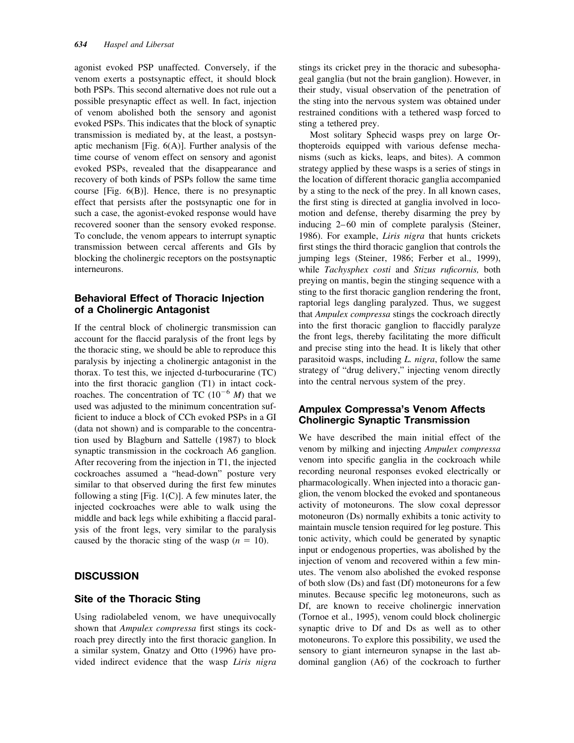agonist evoked PSP unaffected. Conversely, if the venom exerts a postsynaptic effect, it should block both PSPs. This second alternative does not rule out a possible presynaptic effect as well. In fact, injection of venom abolished both the sensory and agonist evoked PSPs. This indicates that the block of synaptic transmission is mediated by, at the least, a postsynaptic mechanism [Fig. 6(A)]. Further analysis of the time course of venom effect on sensory and agonist evoked PSPs, revealed that the disappearance and recovery of both kinds of PSPs follow the same time course [Fig. 6(B)]. Hence, there is no presynaptic effect that persists after the postsynaptic one for in such a case, the agonist-evoked response would have recovered sooner than the sensory evoked response. To conclude, the venom appears to interrupt synaptic transmission between cercal afferents and GIs by blocking the cholinergic receptors on the postsynaptic interneurons.

### Behavioral Effect of Thoracic Injection of a Cholinergic Antagonist

If the central block of cholinergic transmission can account for the flaccid paralysis of the front legs by the thoracic sting, we should be able to reproduce this paralysis by injecting a cholinergic antagonist in the thorax. To test this, we injected d-turbocurarine (TC) into the first thoracic ganglion (T1) in intact cockroaches. The concentration of TC ($10^{-6}$ *M*) that we used was adjusted to the minimum concentration sufficient to induce a block of CCh evoked PSPs in a GI (data not shown) and is comparable to the concentration used by Blagburn and Sattelle (1987) to block synaptic transmission in the cockroach A6 ganglion. After recovering from the injection in T1, the injected cockroaches assumed a "head-down" posture very similar to that observed during the first few minutes following a sting [Fig. 1(C)]. A few minutes later, the injected cockroaches were able to walk using the middle and back legs while exhibiting a flaccid paralysis of the front legs, very similar to the paralysis caused by the thoracic sting of the wasp ($n = 10$).

## DISCUSSION

### Site of the Thoracic Sting

Using radiolabeled venom, we have unequivocally shown that *Ampulex compressa* first stings its cockroach prey directly into the first thoracic ganglion. In a similar system, Gnatzy and Otto (1996) have provided indirect evidence that the wasp *Liris nigra* stings its cricket prey in the thoracic and subesophageal ganglia (but not the brain ganglion). However, in their study, visual observation of the penetration of the sting into the nervous system was obtained under restrained conditions with a tethered wasp forced to sting a tethered prey.

Most solitary Sphecid wasps prey on large Orthopteroids equipped with various defense mechanisms (such as kicks, leaps, and bites). A common strategy applied by these wasps is a series of stings in the location of different thoracic ganglia accompanied by a sting to the neck of the prey. In all known cases, the first sting is directed at ganglia involved in locomotion and defense, thereby disarming the prey by inducing 2–60 min of complete paralysis (Steiner, 1986). For example, *Liris nigra* that hunts crickets first stings the third thoracic ganglion that controls the jumping legs (Steiner, 1986; Ferber et al., 1999), while *Tachysphex costi* and *Stizus ruficornis,* both preying on mantis, begin the stinging sequence with a sting to the first thoracic ganglion rendering the front, raptorial legs dangling paralyzed. Thus, we suggest that *Ampulex compressa* stings the cockroach directly into the first thoracic ganglion to flaccidly paralyze the front legs, thereby facilitating the more difficult and precise sting into the head. It is likely that other parasitoid wasps, including *L. nigra*, follow the same strategy of "drug delivery," injecting venom directly into the central nervous system of the prey.

### Ampulex Compressa's Venom Affects Cholinergic Synaptic Transmission

We have described the main initial effect of the venom by milking and injecting *Ampulex compressa* venom into specific ganglia in the cockroach while recording neuronal responses evoked electrically or pharmacologically. When injected into a thoracic ganglion, the venom blocked the evoked and spontaneous activity of motoneurons. The slow coxal depressor motoneuron (Ds) normally exhibits a tonic activity to maintain muscle tension required for leg posture. This tonic activity, which could be generated by synaptic input or endogenous properties, was abolished by the injection of venom and recovered within a few minutes. The venom also abolished the evoked response of both slow (Ds) and fast (Df) motoneurons for a few minutes. Because specific leg motoneurons, such as Df, are known to receive cholinergic innervation (Tornoe et al., 1995), venom could block cholinergic synaptic drive to Df and Ds as well as to other motoneurons. To explore this possibility, we used the sensory to giant interneuron synapse in the last abdominal ganglion (A6) of the cockroach to further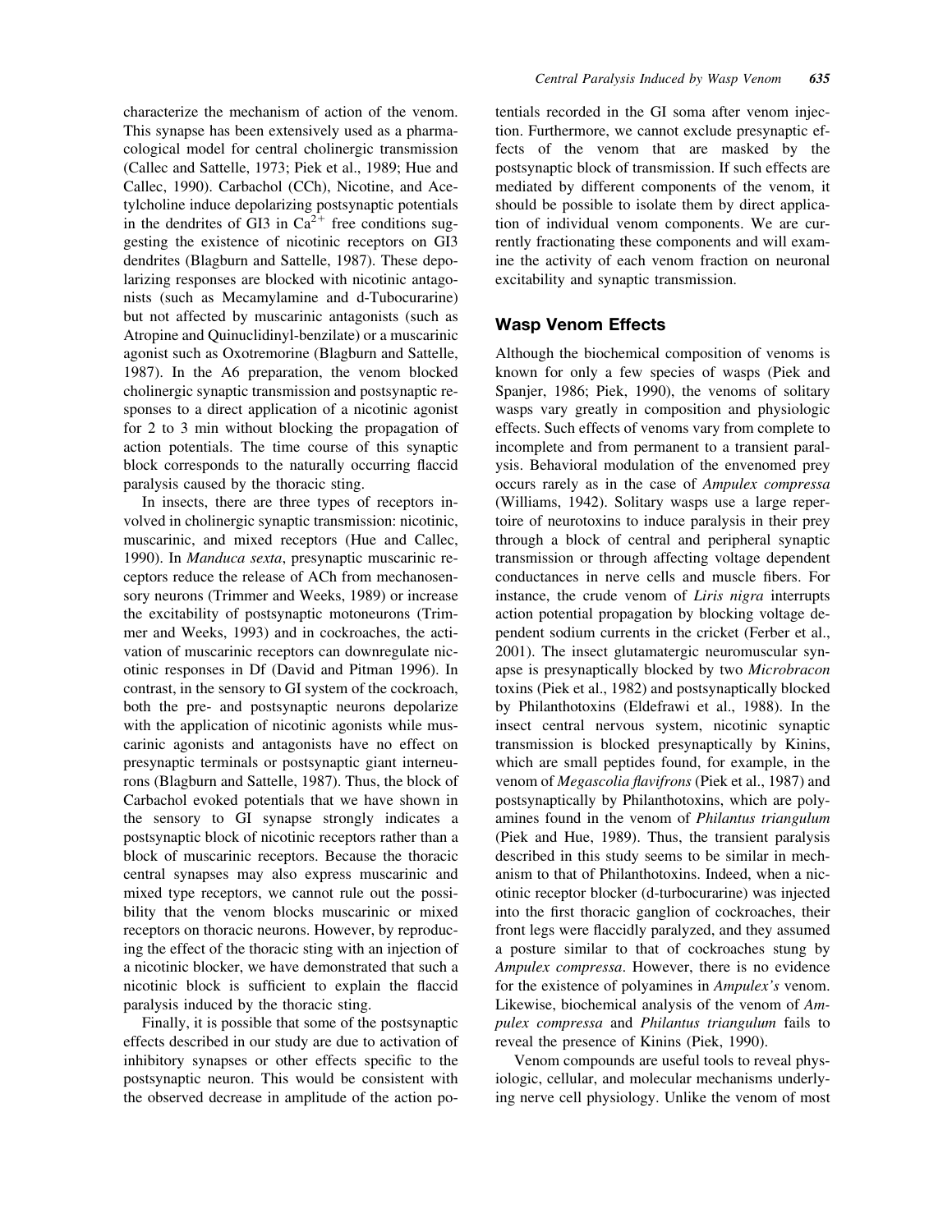characterize the mechanism of action of the venom. This synapse has been extensively used as a pharmacological model for central cholinergic transmission (Callec and Sattelle, 1973; Piek et al., 1989; Hue and Callec, 1990). Carbachol (CCh), Nicotine, and Acetylcholine induce depolarizing postsynaptic potentials in the dendrites of GI3 in $Ca^{2+}$ free conditions suggesting the existence of nicotinic receptors on GI3 dendrites (Blagburn and Sattelle, 1987). These depolarizing responses are blocked with nicotinic antagonists (such as Mecamylamine and d-Tubocurarine) but not affected by muscarinic antagonists (such as Atropine and Quinuclidinyl-benzilate) or a muscarinic agonist such as Oxotremorine (Blagburn and Sattelle, 1987). In the A6 preparation, the venom blocked cholinergic synaptic transmission and postsynaptic responses to a direct application of a nicotinic agonist for 2 to 3 min without blocking the propagation of action potentials. The time course of this synaptic block corresponds to the naturally occurring flaccid paralysis caused by the thoracic sting.

In insects, there are three types of receptors involved in cholinergic synaptic transmission: nicotinic, muscarinic, and mixed receptors (Hue and Callec, 1990). In *Manduca sexta*, presynaptic muscarinic receptors reduce the release of ACh from mechanosensory neurons (Trimmer and Weeks, 1989) or increase the excitability of postsynaptic motoneurons (Trimmer and Weeks, 1993) and in cockroaches, the activation of muscarinic receptors can downregulate nicotinic responses in Df (David and Pitman 1996). In contrast, in the sensory to GI system of the cockroach, both the pre- and postsynaptic neurons depolarize with the application of nicotinic agonists while muscarinic agonists and antagonists have no effect on presynaptic terminals or postsynaptic giant interneurons (Blagburn and Sattelle, 1987). Thus, the block of Carbachol evoked potentials that we have shown in the sensory to GI synapse strongly indicates a postsynaptic block of nicotinic receptors rather than a block of muscarinic receptors. Because the thoracic central synapses may also express muscarinic and mixed type receptors, we cannot rule out the possibility that the venom blocks muscarinic or mixed receptors on thoracic neurons. However, by reproducing the effect of the thoracic sting with an injection of a nicotinic blocker, we have demonstrated that such a nicotinic block is sufficient to explain the flaccid paralysis induced by the thoracic sting.

Finally, it is possible that some of the postsynaptic effects described in our study are due to activation of inhibitory synapses or other effects specific to the postsynaptic neuron. This would be consistent with the observed decrease in amplitude of the action potentials recorded in the GI soma after venom injection. Furthermore, we cannot exclude presynaptic effects of the venom that are masked by the postsynaptic block of transmission. If such effects are mediated by different components of the venom, it should be possible to isolate them by direct application of individual venom components. We are currently fractionating these components and will examine the activity of each venom fraction on neuronal excitability and synaptic transmission.

## Wasp Venom Effects

Although the biochemical composition of venoms is known for only a few species of wasps (Piek and Spanjer, 1986; Piek, 1990), the venoms of solitary wasps vary greatly in composition and physiologic effects. Such effects of venoms vary from complete to incomplete and from permanent to a transient paralysis. Behavioral modulation of the envenomed prey occurs rarely as in the case of *Ampulex compressa* (Williams, 1942). Solitary wasps use a large repertoire of neurotoxins to induce paralysis in their prey through a block of central and peripheral synaptic transmission or through affecting voltage dependent conductances in nerve cells and muscle fibers. For instance, the crude venom of *Liris nigra* interrupts action potential propagation by blocking voltage dependent sodium currents in the cricket (Ferber et al., 2001). The insect glutamatergic neuromuscular synapse is presynaptically blocked by two *Microbracon* toxins (Piek et al., 1982) and postsynaptically blocked by Philanthotoxins (Eldefrawi et al., 1988). In the insect central nervous system, nicotinic synaptic transmission is blocked presynaptically by Kinins, which are small peptides found, for example, in the venom of *Megascolia flavifrons* (Piek et al., 1987) and postsynaptically by Philanthotoxins, which are polyamines found in the venom of *Philantus triangulum* (Piek and Hue, 1989). Thus, the transient paralysis described in this study seems to be similar in mechanism to that of Philanthotoxins. Indeed, when a nicotinic receptor blocker (d-turbocurarine) was injected into the first thoracic ganglion of cockroaches, their front legs were flaccidly paralyzed, and they assumed a posture similar to that of cockroaches stung by *Ampulex compressa*. However, there is no evidence for the existence of polyamines in *Ampulex's* venom. Likewise, biochemical analysis of the venom of *Ampulex compressa* and *Philantus triangulum* fails to reveal the presence of Kinins (Piek, 1990).

Venom compounds are useful tools to reveal physiologic, cellular, and molecular mechanisms underlying nerve cell physiology. Unlike the venom of most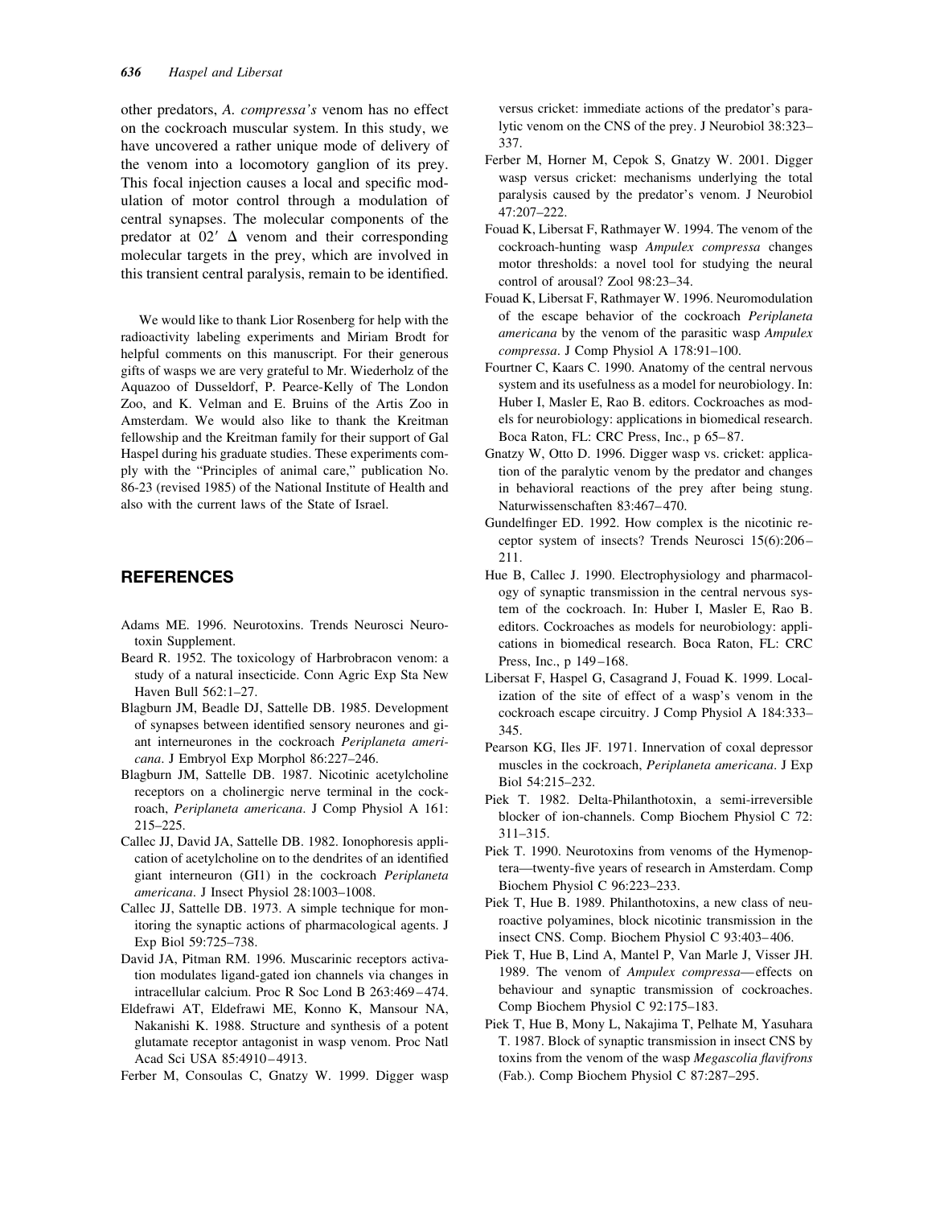other predators, *A. compressa's* venom has no effect on the cockroach muscular system. In this study, we have uncovered a rather unique mode of delivery of the venom into a locomotory ganglion of its prey. This focal injection causes a local and specific modulation of motor control through a modulation of central synapses. The molecular components of the predator at 02′ Δ venom and their corresponding molecular targets in the prey, which are involved in this transient central paralysis, remain to be identified.

We would like to thank Lior Rosenberg for help with the radioactivity labeling experiments and Miriam Brodt for helpful comments on this manuscript. For their generous gifts of wasps we are very grateful to Mr. Wiederholz of the Aquazoo of Dusseldorf, P. Pearce-Kelly of The London Zoo, and K. Velman and E. Bruins of the Artis Zoo in Amsterdam. We would also like to thank the Kreitman fellowship and the Kreitman family for their support of Gal Haspel during his graduate studies. These experiments comply with the "Principles of animal care," publication No. 86-23 (revised 1985) of the National Institute of Health and also with the current laws of the State of Israel.

## REFERENCES

Adams ME. 1996. Neurotoxins. Trends Neurosci Neurotoxin Supplement.

Beard R. 1952. The toxicology of Harbrobracon venom: a study of a natural insecticide. Conn Agric Exp Sta New Haven Bull 562:1–27.

Blagburn JM, Beadle DJ, Sattelle DB. 1985. Development of synapses between identified sensory neurones and giant interneurones in the cockroach *Periplaneta americana*. J Embryol Exp Morphol 86:227–246.

Blagburn JM, Sattelle DB. 1987. Nicotinic acetylcholine receptors on a cholinergic nerve terminal in the cockroach, *Periplaneta americana*. J Comp Physiol A 161: 215–225.

Callec JJ, David JA, Sattelle DB. 1982. Ionophoresis application of acetylcholine on to the dendrites of an identified giant interneuron (GI1) in the cockroach *Periplaneta americana*. J Insect Physiol 28:1003–1008.

Callec JJ, Sattelle DB. 1973. A simple technique for monitoring the synaptic actions of pharmacological agents. J Exp Biol 59:725–738.

David JA, Pitman RM. 1996. Muscarinic receptors activation modulates ligand-gated ion channels via changes in intracellular calcium. Proc R Soc Lond B 263:469–474.

Eldefrawi AT, Eldefrawi ME, Konno K, Mansour NA, Nakanishi K. 1988. Structure and synthesis of a potent glutamate receptor antagonist in wasp venom. Proc Natl Acad Sci USA 85:4910–4913.

Ferber M, Consoulas C, Gnatzy W. 1999. Digger wasp versus cricket: immediate actions of the predator's paralytic venom on the CNS of the prey. J Neurobiol 38:323–337.

Ferber M, Horner M, Cepok S, Gnatzy W. 2001. Digger wasp versus cricket: mechanisms underlying the total paralysis caused by the predator's venom. J Neurobiol 47:207–222.

Fouad K, Libersat F, Rathmayer W. 1994. The venom of the cockroach-hunting wasp *Ampulex compressa* changes motor thresholds: a novel tool for studying the neural control of arousal? Zool 98:23–34.

Fouad K, Libersat F, Rathmayer W. 1996. Neuromodulation of the escape behavior of the cockroach *Periplaneta americana* by the venom of the parasitic wasp *Ampulex compressa*. J Comp Physiol A 178:91–100.

Fourtner C, Kaars C. 1990. Anatomy of the central nervous system and its usefulness as a model for neurobiology. In: Huber I, Masler E, Rao B. editors. Cockroaches as models for neurobiology: applications in biomedical research. Boca Raton, FL: CRC Press, Inc., p 65–87.

Gnatzy W, Otto D. 1996. Digger wasp vs. cricket: application of the paralytic venom by the predator and changes in behavioral reactions of the prey after being stung. Naturwissenschaften 83:467–470.

Gundelfinger ED. 1992. How complex is the nicotinic receptor system of insects? Trends Neurosci 15(6):206–211.

Hue B, Callec J. 1990. Electrophysiology and pharmacology of synaptic transmission in the central nervous system of the cockroach. In: Huber I, Masler E, Rao B. editors. Cockroaches as models for neurobiology: applications in biomedical research. Boca Raton, FL: CRC Press, Inc., p 149–168.

Libersat F, Haspel G, Casagrand J, Fouad K. 1999. Localization of the site of effect of a wasp's venom in the cockroach escape circuitry. J Comp Physiol A 184:333–345.

Pearson KG, Iles JF. 1971. Innervation of coxal depressor muscles in the cockroach, *Periplaneta americana*. J Exp Biol 54:215–232.

Piek T. 1982. Delta-Philanthotoxin, a semi-irreversible blocker of ion-channels. Comp Biochem Physiol C 72: 311–315.

Piek T. 1990. Neurotoxins from venoms of the Hymenoptera—twenty-five years of research in Amsterdam. Comp Biochem Physiol C 96:223–233.

Piek T, Hue B. 1989. Philanthotoxins, a new class of neuroactive polyamines, block nicotinic transmission in the insect CNS. Comp. Biochem Physiol C 93:403–406.

Piek T, Hue B, Lind A, Mantel P, Van Marle J, Visser JH. 1989. The venom of *Ampulex compressa*—effects on behaviour and synaptic transmission of cockroaches. Comp Biochem Physiol C 92:175–183.

Piek T, Hue B, Mony L, Nakajima T, Pelhate M, Yasuhara T. 1987. Block of synaptic transmission in insect CNS by toxins from the venom of the wasp *Megascolia flavifrons* (Fab.). Comp Biochem Physiol C 87:287–295.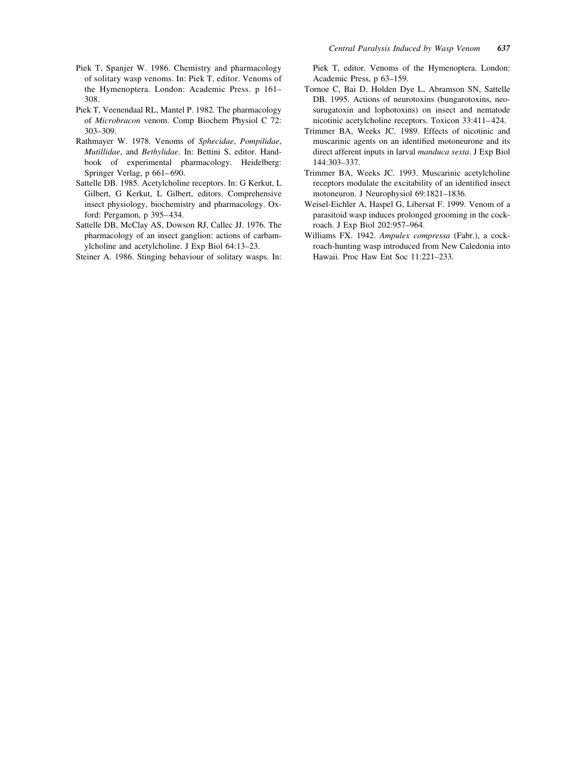Piek T, Spanjer W. 1986. Chemistry and pharmacology of solitary wasp venoms. In: Piek T, editor. Venoms of the Hymenoptera. London: Academic Press. p 161–308.

Piek T, Veenendaal RL, Mantel P. 1982. The pharmacology of *Microbracon* venom. Comp Biochem Physiol C 72: 303–309.

Rathmayer W. 1978. Venoms of *Sphecidae*, *Pompilidae*, *Mutillidae*, and *Bethylidae*. In: Bettini S, editor. Handbook of experimental pharmacology. Heidelberg: Springer Verlag, p 661–690.

Sattelle DB. 1985. Acetylcholine receptors. In: G Kerkut, L Gilbert, G Kerkut, L Gilbert, editors. Comprehensive insect physiology, biochemistry and pharmacology. Oxford: Pergamon, p 395–434.

Sattelle DB, McClay AS, Dowson RJ, Callec JJ. 1976. The pharmacology of an insect ganglion: actions of carbamylcholine and acetylcholine. J Exp Biol 64:13–23.

Steiner A. 1986. Stinging behaviour of solitary wasps. In: Piek T, editor. Venoms of the Hymenoptera. London: Academic Press, p 63–159.

Tornoe C, Bai D, Holden Dye L, Abramson SN, Sattelle DB. 1995. Actions of neurotoxins (bungarotoxins, neosurugatoxin and lophotoxins) on insect and nematode nicotinic acetylcholine receptors. Toxicon 33:411–424.

Trimmer BA, Weeks JC. 1989. Effects of nicotinic and muscarinic agents on an identified motoneurone and its direct afferent inputs in larval *manduca sexta*. J Exp Biol 144:303–337.

Trimmer BA, Weeks JC. 1993. Muscarinic acetylcholine receptors modulate the excitability of an identified insect motoneuron. J Neurophysiol 69:1821–1836.

Weisel-Eichler A, Haspel G, Libersat F. 1999. Venom of a parasitoid wasp induces prolonged grooming in the cockroach. J Exp Biol 202:957–964.

Williams FX. 1942. *Ampulex compressa* (Fabr.), a cockroach-hunting wasp introduced from New Caledonia into Hawaii. Proc Haw Ent Soc 11:221–233.